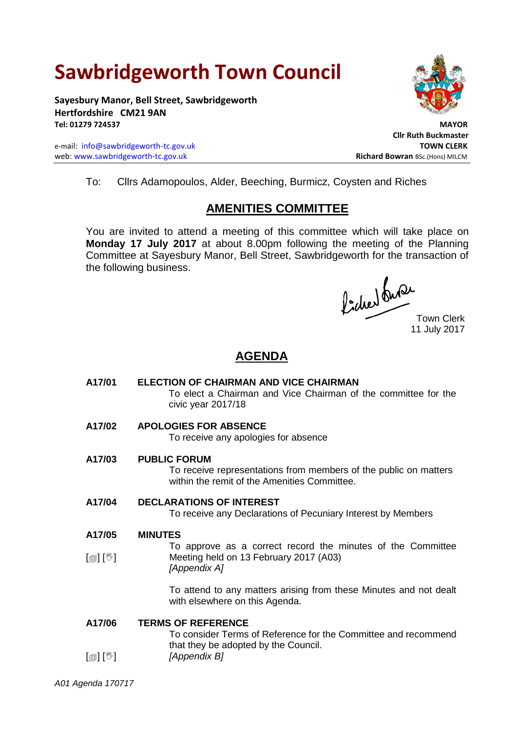# Sawbridgeworth Town Council

**Sayesbury Manor, Bell Street, Sawbridgeworth**
**Hertfordshire CM21 9AN**
**Tel: 01279 724537**

e-mail: info@sawbridgeworth-tc.gov.uk
web: www.sawbridgeworth-tc.gov.uk

**MAYOR**
**Cllr Ruth Buckmaster**
**TOWN CLERK**
**Richard Bowran** BSc.(Hons) MILCM

To: Cllrs Adamopoulos, Alder, Beeching, Burmicz, Coysten and Riches

## AMENITIES COMMITTEE

You are invited to attend a meeting of this committee which will take place on **Monday 17 July 2017** at about 8.00pm following the meeting of the Planning Committee at Sayesbury Manor, Bell Street, Sawbridgeworth for the transaction of the following business.

Town Clerk
11 July 2017

## AGENDA

**A17/01 ELECTION OF CHAIRMAN AND VICE CHAIRMAN**
To elect a Chairman and Vice Chairman of the committee for the civic year 2017/18

**A17/02 APOLOGIES FOR ABSENCE**
To receive any apologies for absence

**A17/03 PUBLIC FORUM**
To receive representations from members of the public on matters within the remit of the Amenities Committee.

**A17/04 DECLARATIONS OF INTEREST**
To receive any Declarations of Pecuniary Interest by Members

**A17/05 MINUTES**
[▤] [☝] To approve as a correct record the minutes of the Committee Meeting held on 13 February 2017 (A03)
*[Appendix A]*

To attend to any matters arising from these Minutes and not dealt with elsewhere on this Agenda.

**A17/06 TERMS OF REFERENCE**
To consider Terms of Reference for the Committee and recommend that they be adopted by the Council.
[▤] [☝] *[Appendix B]*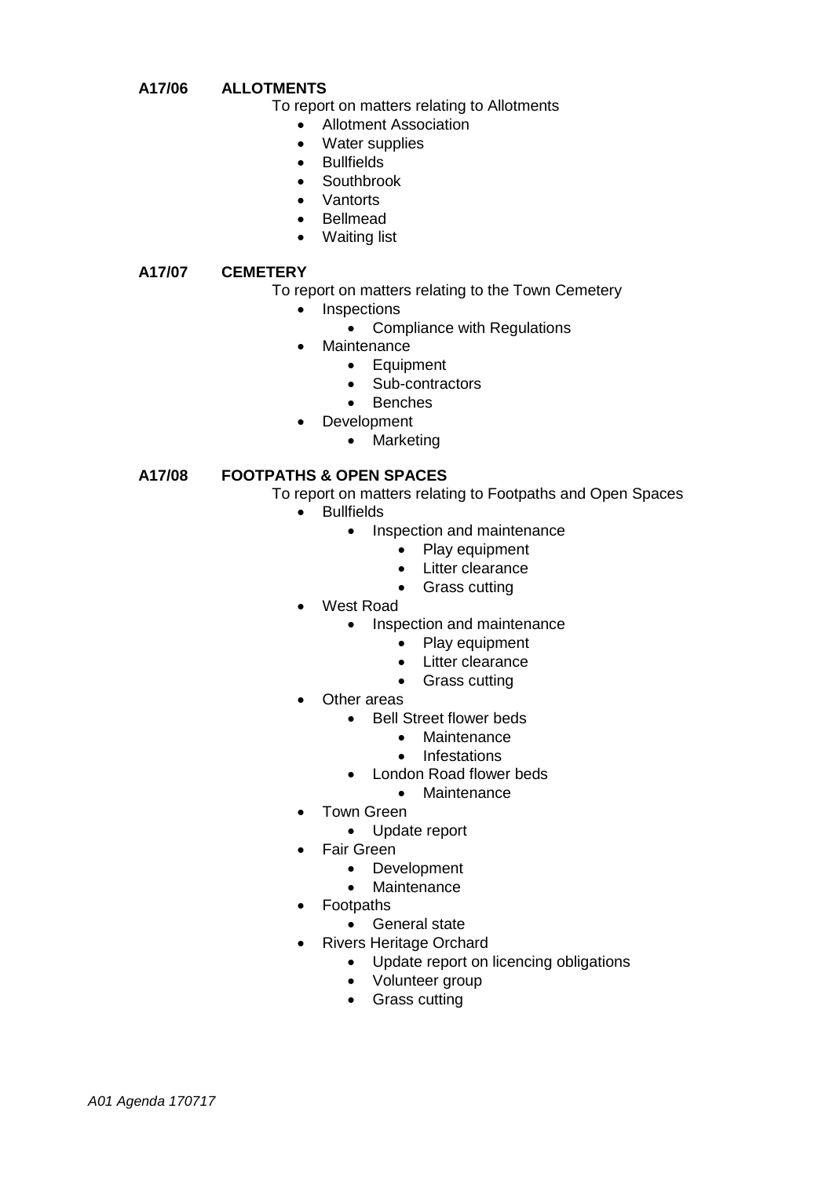**A17/06 ALLOTMENTS**

To report on matters relating to Allotments

- Allotment Association
- Water supplies
- Bullfields
- Southbrook
- Vantorts
- Bellmead
- Waiting list

**A17/07 CEMETERY**

To report on matters relating to the Town Cemetery

- Inspections
  - Compliance with Regulations
- Maintenance
  - Equipment
  - Sub-contractors
  - Benches
- Development
  - Marketing

**A17/08 FOOTPATHS & OPEN SPACES**

To report on matters relating to Footpaths and Open Spaces

- Bullfields
  - Inspection and maintenance
    - Play equipment
    - Litter clearance
    - Grass cutting
- West Road
  - Inspection and maintenance
    - Play equipment
    - Litter clearance
    - Grass cutting
- Other areas
  - Bell Street flower beds
    - Maintenance
    - Infestations
  - London Road flower beds
    - Maintenance
- Town Green
  - Update report
- Fair Green
  - Development
  - Maintenance
- Footpaths
  - General state
- Rivers Heritage Orchard
  - Update report on licencing obligations
  - Volunteer group
  - Grass cutting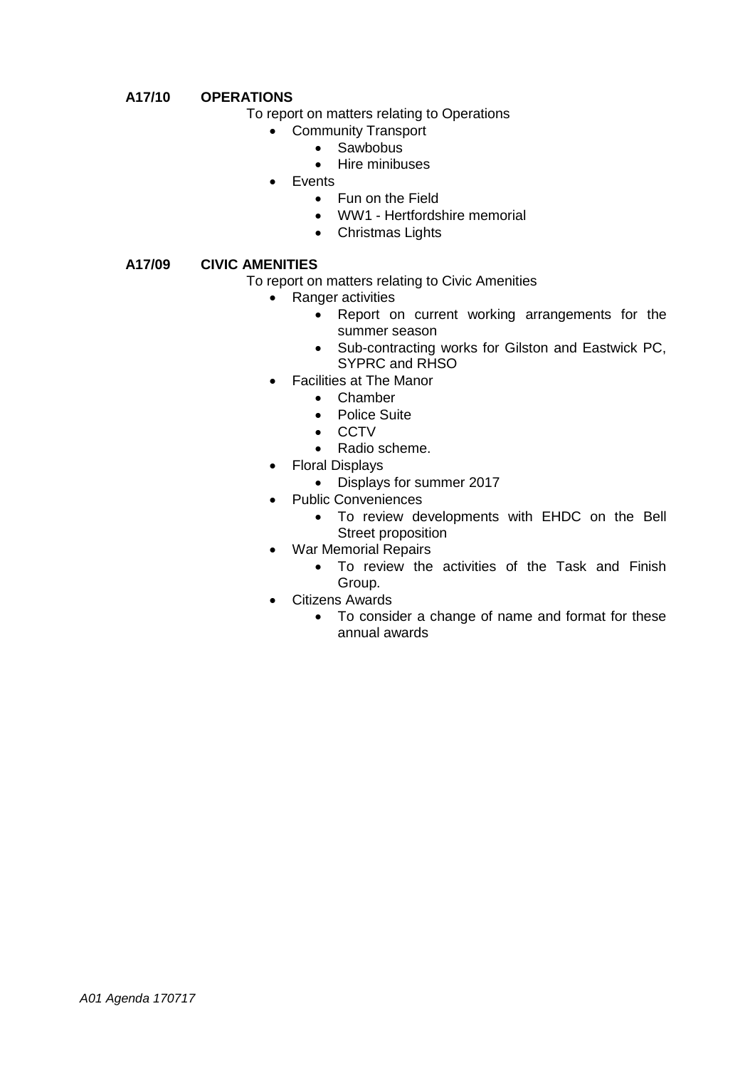**A17/10 OPERATIONS**

To report on matters relating to Operations

- Community Transport
  - Sawbobus
  - Hire minibuses
- Events
  - Fun on the Field
  - WW1 - Hertfordshire memorial
  - Christmas Lights

**A17/09 CIVIC AMENITIES**

To report on matters relating to Civic Amenities

- Ranger activities
  - Report on current working arrangements for the summer season
  - Sub-contracting works for Gilston and Eastwick PC, SYPRC and RHSO
- Facilities at The Manor
  - Chamber
  - Police Suite
  - CCTV
  - Radio scheme.
- Floral Displays
  - Displays for summer 2017
- Public Conveniences
  - To review developments with EHDC on the Bell Street proposition
- War Memorial Repairs
  - To review the activities of the Task and Finish Group.
- Citizens Awards
  - To consider a change of name and format for these annual awards